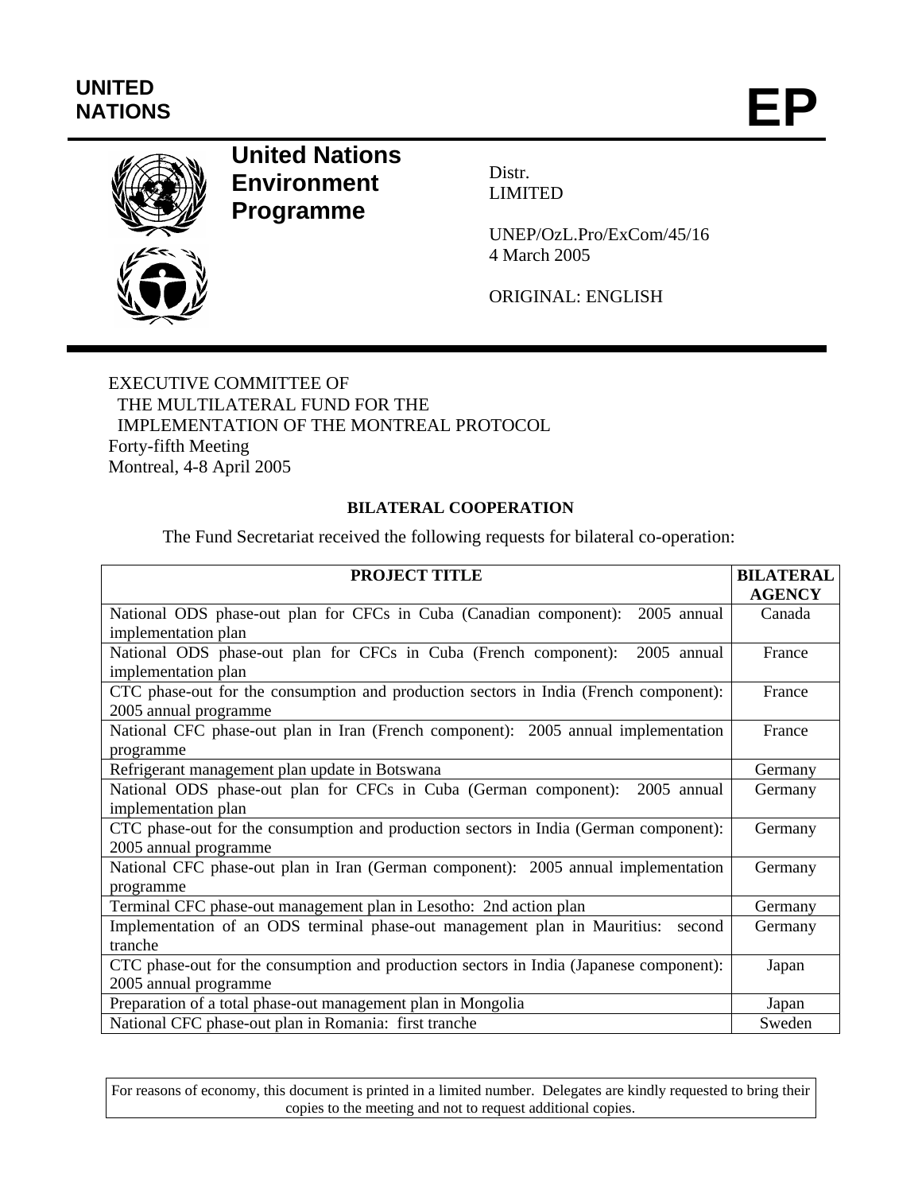UNITED NATIONS

# EP

**United Nations Environment Programme**

Distr.
LIMITED

UNEP/OzL.Pro/ExCom/45/16
4 March 2005

ORIGINAL: ENGLISH

EXECUTIVE COMMITTEE OF
THE MULTILATERAL FUND FOR THE
IMPLEMENTATION OF THE MONTREAL PROTOCOL
Forty-fifth Meeting
Montreal, 4-8 April 2005

## BILATERAL COOPERATION

The Fund Secretariat received the following requests for bilateral co-operation:

| PROJECT TITLE | BILATERAL AGENCY |
|---|---|
| National ODS phase-out plan for CFCs in Cuba (Canadian component): 2005 annual implementation plan | Canada |
| National ODS phase-out plan for CFCs in Cuba (French component): 2005 annual implementation plan | France |
| CTC phase-out for the consumption and production sectors in India (French component): 2005 annual programme | France |
| National CFC phase-out plan in Iran (French component): 2005 annual implementation programme | France |
| Refrigerant management plan update in Botswana | Germany |
| National ODS phase-out plan for CFCs in Cuba (German component): 2005 annual implementation plan | Germany |
| CTC phase-out for the consumption and production sectors in India (German component): 2005 annual programme | Germany |
| National CFC phase-out plan in Iran (German component): 2005 annual implementation programme | Germany |
| Terminal CFC phase-out management plan in Lesotho: 2nd action plan | Germany |
| Implementation of an ODS terminal phase-out management plan in Mauritius: second tranche | Germany |
| CTC phase-out for the consumption and production sectors in India (Japanese component): 2005 annual programme | Japan |
| Preparation of a total phase-out management plan in Mongolia | Japan |
| National CFC phase-out plan in Romania: first tranche | Sweden |

For reasons of economy, this document is printed in a limited number. Delegates are kindly requested to bring their copies to the meeting and not to request additional copies.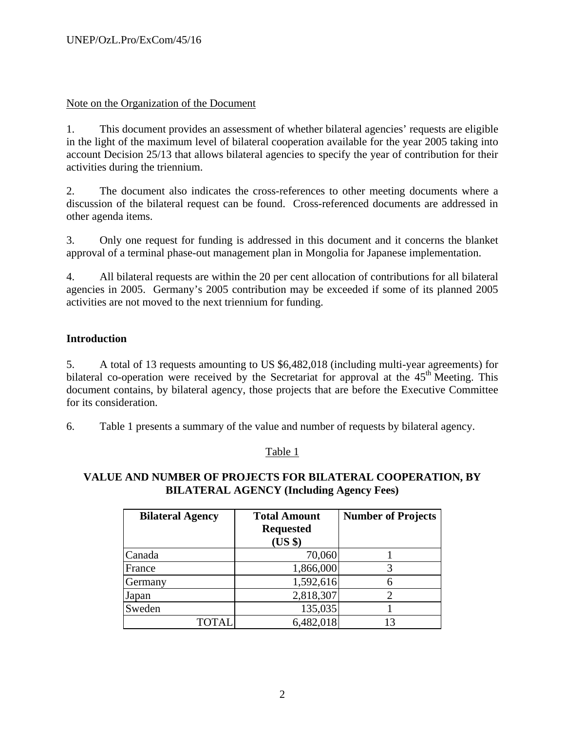Note on the Organization of the Document

1. This document provides an assessment of whether bilateral agencies' requests are eligible in the light of the maximum level of bilateral cooperation available for the year 2005 taking into account Decision 25/13 that allows bilateral agencies to specify the year of contribution for their activities during the triennium.

2. The document also indicates the cross-references to other meeting documents where a discussion of the bilateral request can be found. Cross-referenced documents are addressed in other agenda items.

3. Only one request for funding is addressed in this document and it concerns the blanket approval of a terminal phase-out management plan in Mongolia for Japanese implementation.

4. All bilateral requests are within the 20 per cent allocation of contributions for all bilateral agencies in 2005. Germany's 2005 contribution may be exceeded if some of its planned 2005 activities are not moved to the next triennium for funding.

## Introduction

5. A total of 13 requests amounting to US $6,482,018 (including multi-year agreements) for bilateral co-operation were received by the Secretariat for approval at the 45th Meeting. This document contains, by bilateral agency, those projects that are before the Executive Committee for its consideration.

6. Table 1 presents a summary of the value and number of requests by bilateral agency.

Table 1

**VALUE AND NUMBER OF PROJECTS FOR BILATERAL COOPERATION, BY BILATERAL AGENCY (Including Agency Fees)**

| Bilateral Agency | Total Amount Requested (US $) | Number of Projects |
|---|---|---|
| Canada | 70,060 | 1 |
| France | 1,866,000 | 3 |
| Germany | 1,592,616 | 6 |
| Japan | 2,818,307 | 2 |
| Sweden | 135,035 | 1 |
| TOTAL | 6,482,018 | 13 |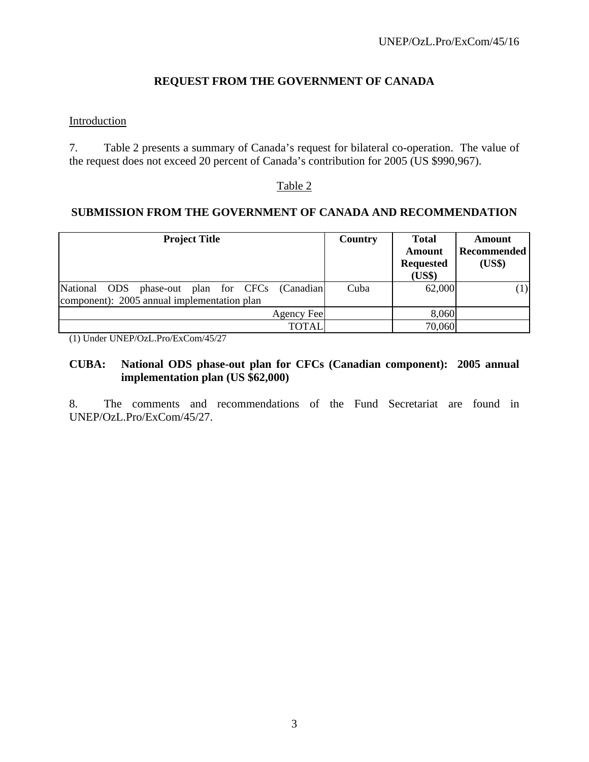## REQUEST FROM THE GOVERNMENT OF CANADA

Introduction

7. Table 2 presents a summary of Canada's request for bilateral co-operation. The value of the request does not exceed 20 percent of Canada's contribution for 2005 (US $990,967).

Table 2

**SUBMISSION FROM THE GOVERNMENT OF CANADA AND RECOMMENDATION**

| Project Title | Country | Total Amount Requested (US$) | Amount Recommended (US$) |
|---|---|---|---|
| National ODS phase-out plan for CFCs (Canadian component): 2005 annual implementation plan | Cuba | 62,000 | (1) |
| Agency Fee | | 8,060 | |
| TOTAL | | 70,060 | |

(1) Under UNEP/OzL.Pro/ExCom/45/27

**CUBA: National ODS phase-out plan for CFCs (Canadian component): 2005 annual implementation plan (US $62,000)**

8. The comments and recommendations of the Fund Secretariat are found in UNEP/OzL.Pro/ExCom/45/27.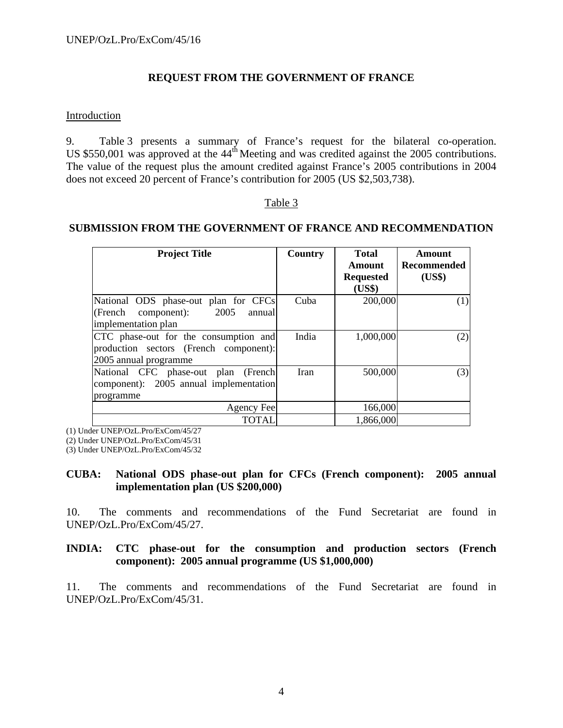## REQUEST FROM THE GOVERNMENT OF FRANCE

Introduction

9. Table 3 presents a summary of France's request for the bilateral co-operation. US $550,001 was approved at the 44th Meeting and was credited against the 2005 contributions. The value of the request plus the amount credited against France's 2005 contributions in 2004 does not exceed 20 percent of France's contribution for 2005 (US $2,503,738).

Table 3

**SUBMISSION FROM THE GOVERNMENT OF FRANCE AND RECOMMENDATION**

| Project Title | Country | Total Amount Requested (US$) | Amount Recommended (US$) |
|---|---|---|---|
| National ODS phase-out plan for CFCs (French component): 2005 annual implementation plan | Cuba | 200,000 | (1) |
| CTC phase-out for the consumption and production sectors (French component): 2005 annual programme | India | 1,000,000 | (2) |
| National CFC phase-out plan (French component): 2005 annual implementation programme | Iran | 500,000 | (3) |
| Agency Fee | | 166,000 | |
| TOTAL | | 1,866,000 | |

(1) Under UNEP/OzL.Pro/ExCom/45/27
(2) Under UNEP/OzL.Pro/ExCom/45/31
(3) Under UNEP/OzL.Pro/ExCom/45/32

**CUBA: National ODS phase-out plan for CFCs (French component): 2005 annual implementation plan (US $200,000)**

10. The comments and recommendations of the Fund Secretariat are found in UNEP/OzL.Pro/ExCom/45/27.

**INDIA: CTC phase-out for the consumption and production sectors (French component): 2005 annual programme (US $1,000,000)**

11. The comments and recommendations of the Fund Secretariat are found in UNEP/OzL.Pro/ExCom/45/31.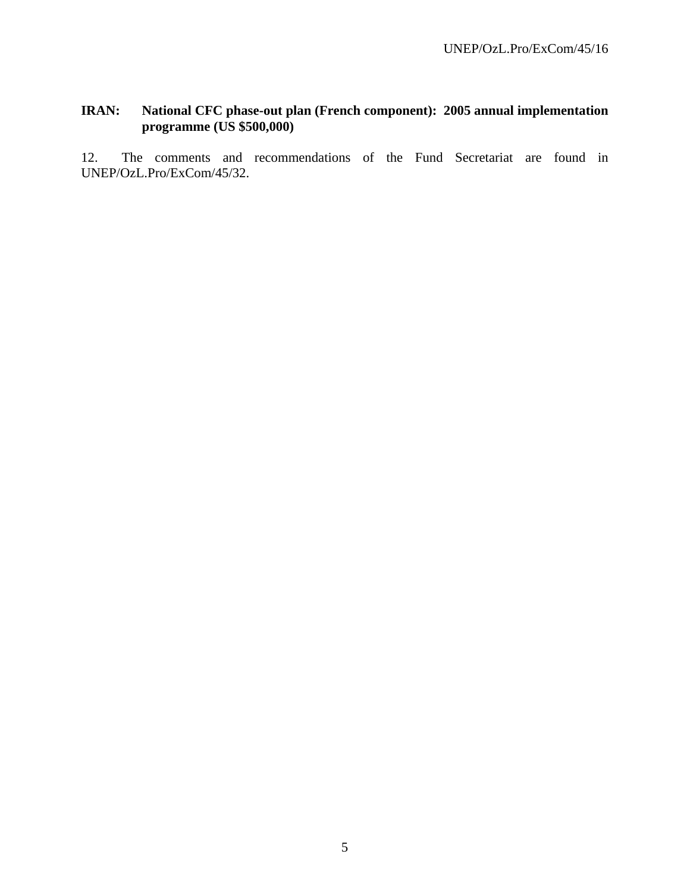**IRAN: National CFC phase-out plan (French component): 2005 annual implementation programme (US $500,000)**

12. The comments and recommendations of the Fund Secretariat are found in UNEP/OzL.Pro/ExCom/45/32.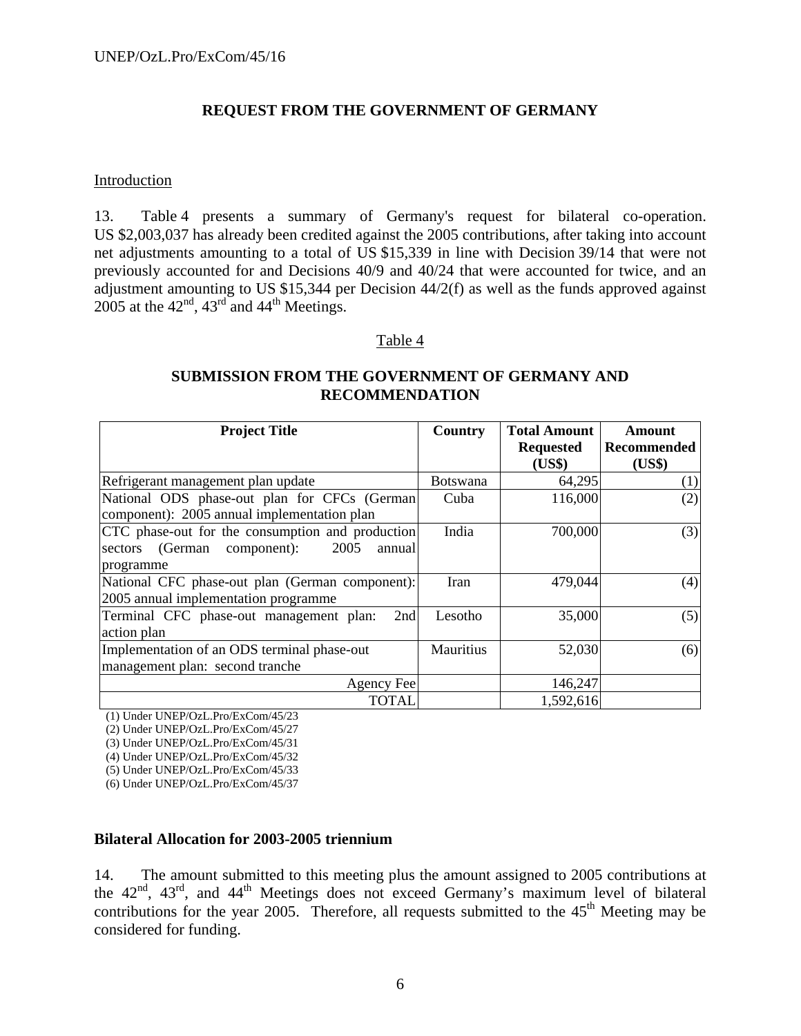## REQUEST FROM THE GOVERNMENT OF GERMANY

Introduction

13. Table 4 presents a summary of Germany's request for bilateral co-operation. US $2,003,037 has already been credited against the 2005 contributions, after taking into account net adjustments amounting to a total of US $15,339 in line with Decision 39/14 that were not previously accounted for and Decisions 40/9 and 40/24 that were accounted for twice, and an adjustment amounting to US $15,344 per Decision 44/2(f) as well as the funds approved against 2005 at the 42nd, 43rd and 44th Meetings.

Table 4

**SUBMISSION FROM THE GOVERNMENT OF GERMANY AND RECOMMENDATION**

| Project Title | Country | Total Amount Requested (US$) | Amount Recommended (US$) |
|---|---|---|---|
| Refrigerant management plan update | Botswana | 64,295 | (1) |
| National ODS phase-out plan for CFCs (German component): 2005 annual implementation plan | Cuba | 116,000 | (2) |
| CTC phase-out for the consumption and production sectors (German component): 2005 annual programme | India | 700,000 | (3) |
| National CFC phase-out plan (German component): 2005 annual implementation programme | Iran | 479,044 | (4) |
| Terminal CFC phase-out management plan: 2nd action plan | Lesotho | 35,000 | (5) |
| Implementation of an ODS terminal phase-out management plan: second tranche | Mauritius | 52,030 | (6) |
| Agency Fee | | 146,247 | |
| TOTAL | | 1,592,616 | |

(1) Under UNEP/OzL.Pro/ExCom/45/23
(2) Under UNEP/OzL.Pro/ExCom/45/27
(3) Under UNEP/OzL.Pro/ExCom/45/31
(4) Under UNEP/OzL.Pro/ExCom/45/32
(5) Under UNEP/OzL.Pro/ExCom/45/33
(6) Under UNEP/OzL.Pro/ExCom/45/37

**Bilateral Allocation for 2003-2005 triennium**

14. The amount submitted to this meeting plus the amount assigned to 2005 contributions at the 42nd, 43rd, and 44th Meetings does not exceed Germany's maximum level of bilateral contributions for the year 2005. Therefore, all requests submitted to the 45th Meeting may be considered for funding.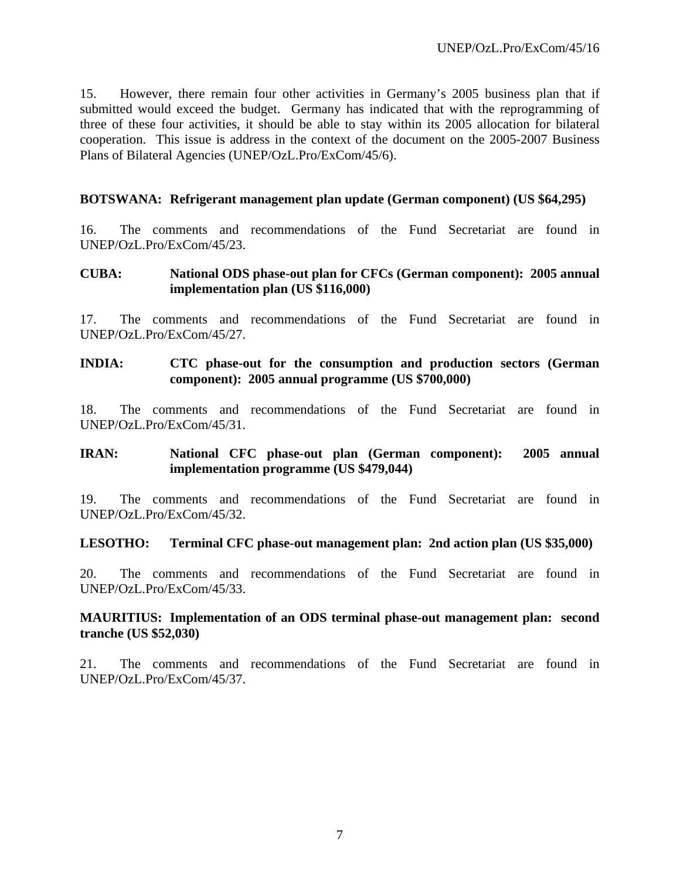15. However, there remain four other activities in Germany's 2005 business plan that if submitted would exceed the budget. Germany has indicated that with the reprogramming of three of these four activities, it should be able to stay within its 2005 allocation for bilateral cooperation. This issue is address in the context of the document on the 2005-2007 Business Plans of Bilateral Agencies (UNEP/OzL.Pro/ExCom/45/6).

**BOTSWANA: Refrigerant management plan update (German component) (US $64,295)**

16. The comments and recommendations of the Fund Secretariat are found in UNEP/OzL.Pro/ExCom/45/23.

**CUBA: National ODS phase-out plan for CFCs (German component): 2005 annual implementation plan (US $116,000)**

17. The comments and recommendations of the Fund Secretariat are found in UNEP/OzL.Pro/ExCom/45/27.

**INDIA: CTC phase-out for the consumption and production sectors (German component): 2005 annual programme (US $700,000)**

18. The comments and recommendations of the Fund Secretariat are found in UNEP/OzL.Pro/ExCom/45/31.

**IRAN: National CFC phase-out plan (German component): 2005 annual implementation programme (US $479,044)**

19. The comments and recommendations of the Fund Secretariat are found in UNEP/OzL.Pro/ExCom/45/32.

**LESOTHO: Terminal CFC phase-out management plan: 2nd action plan (US $35,000)**

20. The comments and recommendations of the Fund Secretariat are found in UNEP/OzL.Pro/ExCom/45/33.

**MAURITIUS: Implementation of an ODS terminal phase-out management plan: second tranche (US $52,030)**

21. The comments and recommendations of the Fund Secretariat are found in UNEP/OzL.Pro/ExCom/45/37.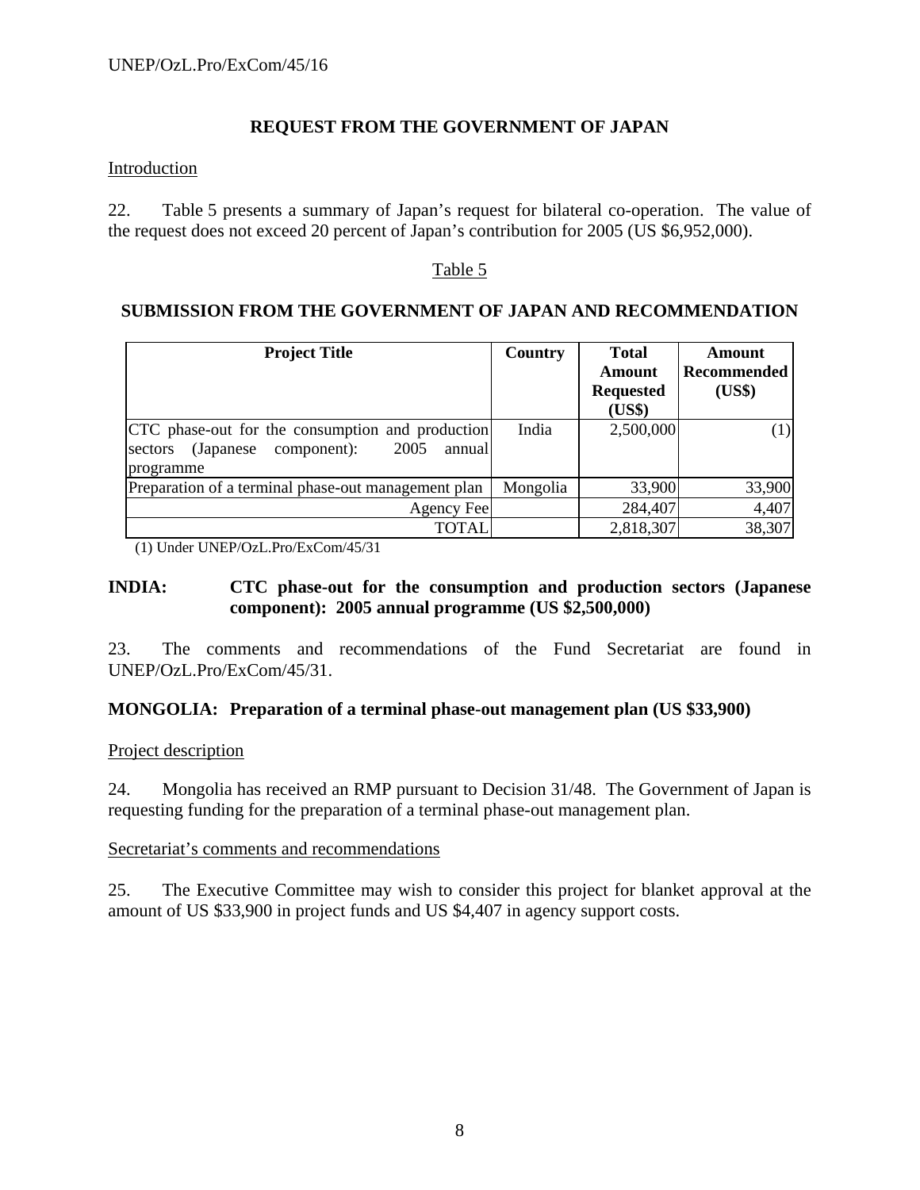## REQUEST FROM THE GOVERNMENT OF JAPAN

Introduction

22. Table 5 presents a summary of Japan's request for bilateral co-operation. The value of the request does not exceed 20 percent of Japan's contribution for 2005 (US $6,952,000).

Table 5

**SUBMISSION FROM THE GOVERNMENT OF JAPAN AND RECOMMENDATION**

| Project Title | Country | Total Amount Requested (US$) | Amount Recommended (US$) |
|---|---|---|---|
| CTC phase-out for the consumption and production sectors (Japanese component): 2005 annual programme | India | 2,500,000 | (1) |
| Preparation of a terminal phase-out management plan | Mongolia | 33,900 | 33,900 |
| Agency Fee | | 284,407 | 4,407 |
| TOTAL | | 2,818,307 | 38,307 |

(1) Under UNEP/OzL.Pro/ExCom/45/31

**INDIA: CTC phase-out for the consumption and production sectors (Japanese component): 2005 annual programme (US $2,500,000)**

23. The comments and recommendations of the Fund Secretariat are found in UNEP/OzL.Pro/ExCom/45/31.

**MONGOLIA: Preparation of a terminal phase-out management plan (US $33,900)**

Project description

24. Mongolia has received an RMP pursuant to Decision 31/48. The Government of Japan is requesting funding for the preparation of a terminal phase-out management plan.

Secretariat's comments and recommendations

25. The Executive Committee may wish to consider this project for blanket approval at the amount of US $33,900 in project funds and US $4,407 in agency support costs.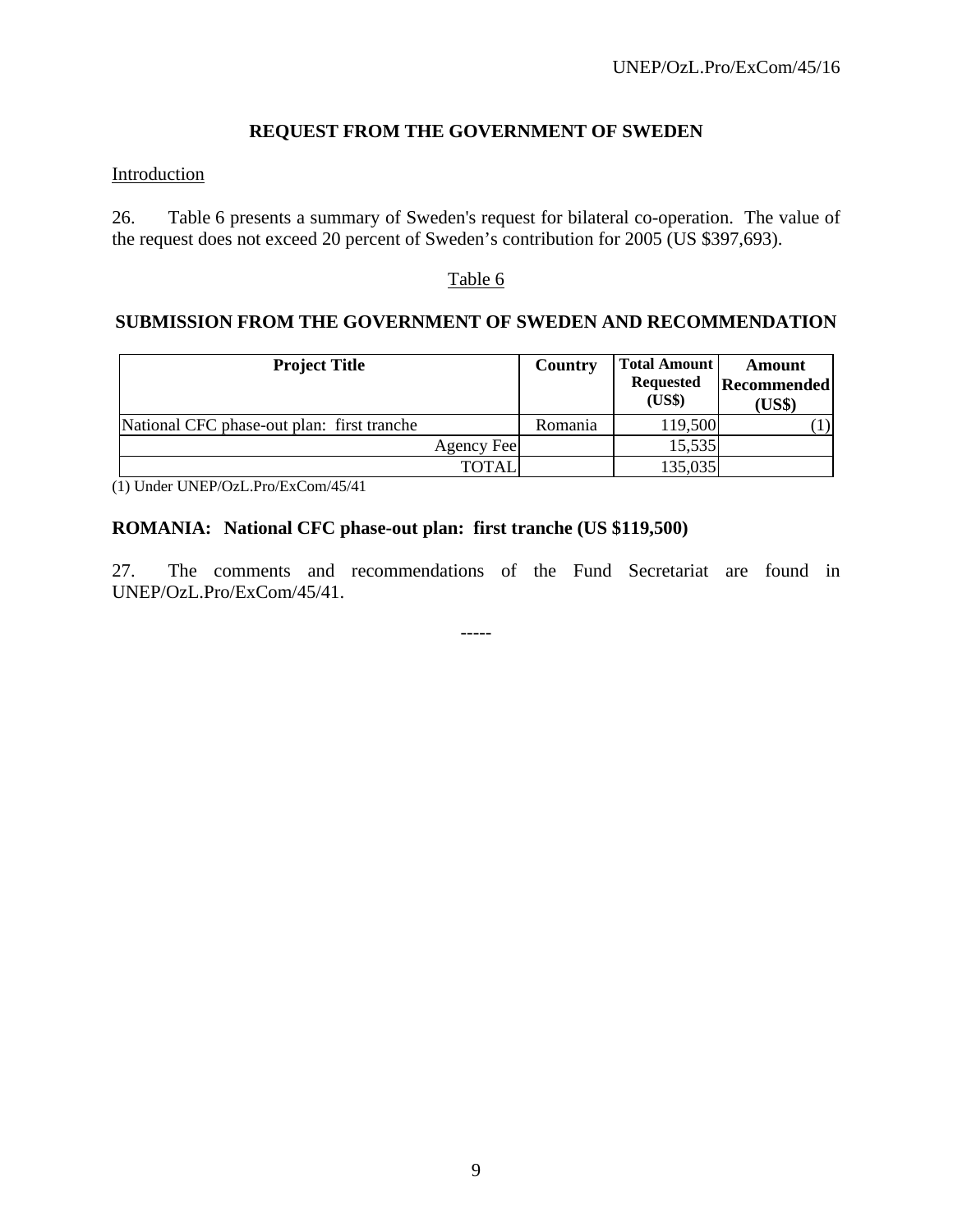## REQUEST FROM THE GOVERNMENT OF SWEDEN

Introduction

26. Table 6 presents a summary of Sweden's request for bilateral co-operation. The value of the request does not exceed 20 percent of Sweden's contribution for 2005 (US $397,693).

Table 6

**SUBMISSION FROM THE GOVERNMENT OF SWEDEN AND RECOMMENDATION**

| Project Title | Country | Total Amount Requested (US$) | Amount Recommended (US$) |
|---|---|---|---|
| National CFC phase-out plan: first tranche | Romania | 119,500 | (1) |
| Agency Fee | | 15,535 | |
| TOTAL | | 135,035 | |

(1) Under UNEP/OzL.Pro/ExCom/45/41

**ROMANIA: National CFC phase-out plan: first tranche (US $119,500)**

27. The comments and recommendations of the Fund Secretariat are found in UNEP/OzL.Pro/ExCom/45/41.

-----